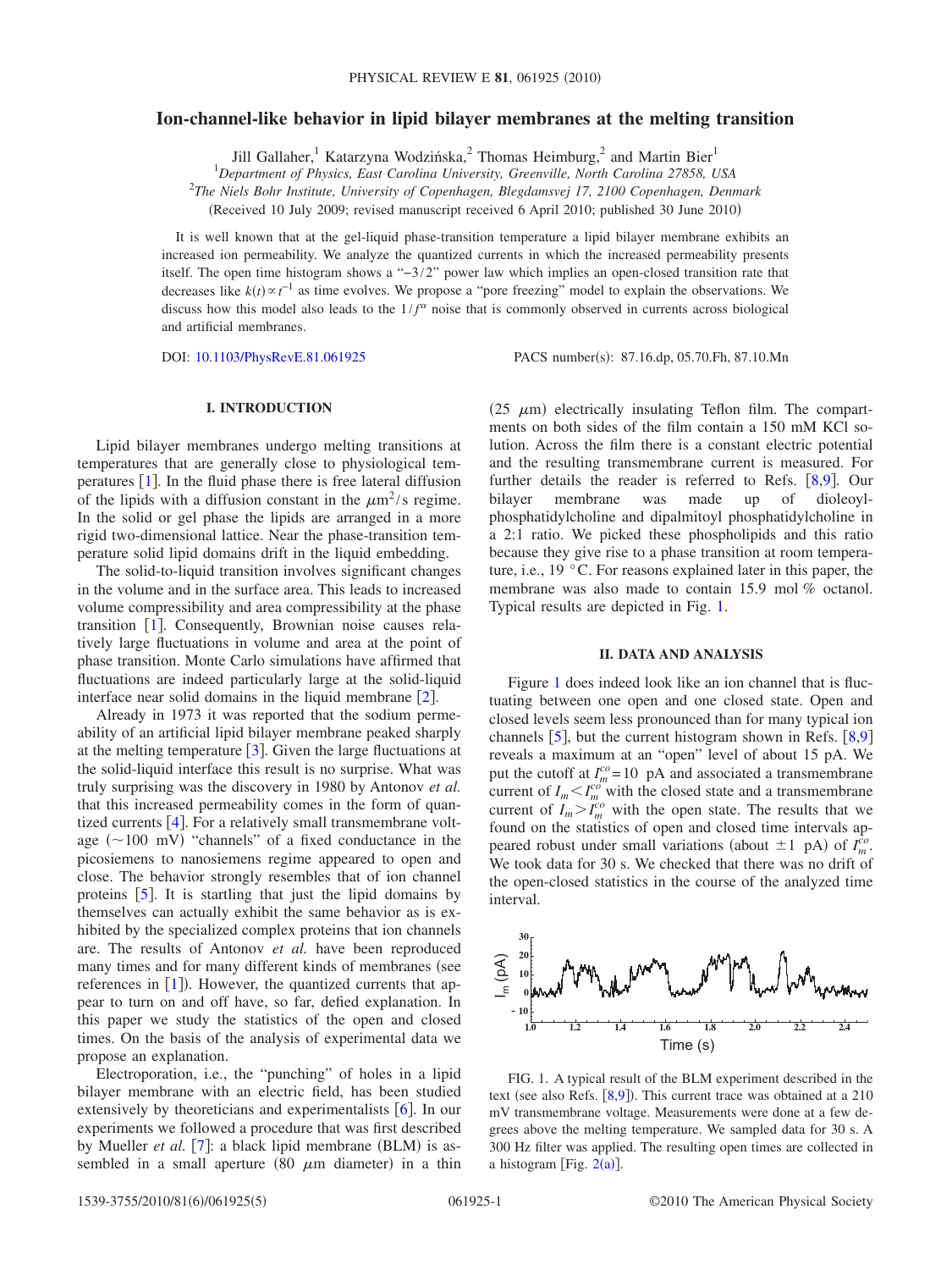# Ion-channel-like behavior in lipid bilayer membranes at the melting transition

Jill Gallaher,[1] Katarzyna Wodzińska,[2] Thomas Heimburg,[2] and Martin Bier[1]

[1]*Department of Physics, East Carolina University, Greenville, North Carolina 27858, USA*

[2]*The Niels Bohr Institute, University of Copenhagen, Blegdamsvej 17, 2100 Copenhagen, Denmark*

(Received 10 July 2009; revised manuscript received 6 April 2010; published 30 June 2010)

It is well known that at the gel-liquid phase-transition temperature a lipid bilayer membrane exhibits an increased ion permeability. We analyze the quantized currents in which the increased permeability presents itself. The open time histogram shows a "$-3/2$" power law which implies an open-closed transition rate that decreases like $k(t) \propto t^{-1}$ as time evolves. We propose a "pore freezing" model to explain the observations. We discuss how this model also leads to the $1/f^{\alpha}$ noise that is commonly observed in currents across biological and artificial membranes.

DOI: 10.1103/PhysRevE.81.061925 PACS number(s): 87.16.dp, 05.70.Fh, 87.10.Mn

## I. INTRODUCTION

Lipid bilayer membranes undergo melting transitions at temperatures that are generally close to physiological temperatures [1]. In the fluid phase there is free lateral diffusion of the lipids with a diffusion constant in the $\mu\text{m}^2/\text{s}$ regime. In the solid or gel phase the lipids are arranged in a more rigid two-dimensional lattice. Near the phase-transition temperature solid lipid domains drift in the liquid embedding.

The solid-to-liquid transition involves significant changes in the volume and in the surface area. This leads to increased volume compressibility and area compressibility at the phase transition [1]. Consequently, Brownian noise causes relatively large fluctuations in volume and area at the point of phase transition. Monte Carlo simulations have affirmed that fluctuations are indeed particularly large at the solid-liquid interface near solid domains in the liquid membrane [2].

Already in 1973 it was reported that the sodium permeability of an artificial lipid bilayer membrane peaked sharply at the melting temperature [3]. Given the large fluctuations at the solid-liquid interface this result is no surprise. What was truly surprising was the discovery in 1980 by Antonov *et al.* that this increased permeability comes in the form of quantized currents [4]. For a relatively small transmembrane voltage ($\sim$100 mV) "channels" of a fixed conductance in the picosiemens to nanosiemens regime appeared to open and close. The behavior strongly resembles that of ion channel proteins [5]. It is startling that just the lipid domains by themselves can actually exhibit the same behavior as is exhibited by the specialized complex proteins that ion channels are. The results of Antonov *et al.* have been reproduced many times and for many different kinds of membranes (see references in [1]). However, the quantized currents that appear to turn on and off have, so far, defied explanation. In this paper we study the statistics of the open and closed times. On the basis of the analysis of experimental data we propose an explanation.

Electroporation, i.e., the "punching" of holes in a lipid bilayer membrane with an electric field, has been studied extensively by theoreticians and experimentalists [6]. In our experiments we followed a procedure that was first described by Mueller *et al.* [7]: a black lipid membrane (BLM) is assembled in a small aperture (80 $\mu$m diameter) in a thin (25 $\mu$m) electrically insulating Teflon film. The compartments on both sides of the film contain a 150 mM KCl solution. Across the film there is a constant electric potential and the resulting transmembrane current is measured. For further details the reader is referred to Refs. [8,9]. Our bilayer membrane was made up of dioleoylphosphatidylcholine and dipalmitoyl phosphatidylcholine in a 2:1 ratio. We picked these phospholipids and this ratio because they give rise to a phase transition at room temperature, i.e., 19 °C. For reasons explained later in this paper, the membrane was also made to contain 15.9 mol % octanol. Typical results are depicted in Fig. 1.

## II. DATA AND ANALYSIS

Figure 1 does indeed look like an ion channel that is fluctuating between one open and one closed state. Open and closed levels seem less pronounced than for many typical ion channels [5], but the current histogram shown in Refs. [8,9] reveals a maximum at an "open" level of about 15 pA. We put the cutoff at $I_m^{co} = 10$ pA and associated a transmembrane current of $I_m < I_m^{co}$ with the closed state and a transmembrane current of $I_m > I_m^{co}$ with the open state. The results that we found on the statistics of open and closed time intervals appeared robust under small variations (about $\pm 1$ pA) of $I_m^{co}$. We took data for 30 s. We checked that there was no drift of the open-closed statistics in the course of the analyzed time interval.

FIG. 1. A typical result of the BLM experiment described in the text (see also Refs. [8,9]). This current trace was obtained at a 210 mV transmembrane voltage. Measurements were done at a few degrees above the melting temperature. We sampled data for 30 s. A 300 Hz filter was applied. The resulting open times are collected in a histogram [Fig. 2(a)].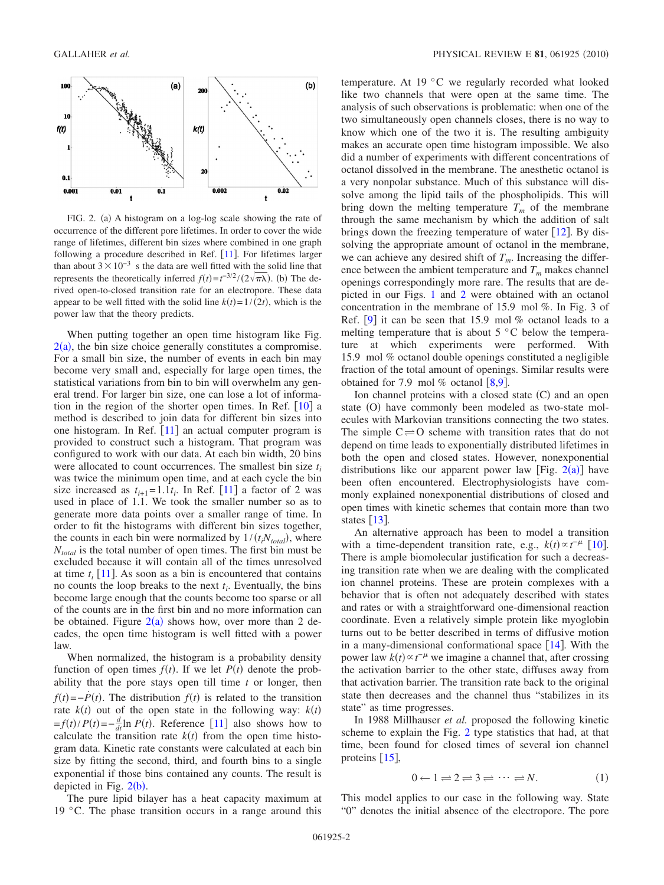FIG. 2. (a) A histogram on a log-log scale showing the rate of occurrence of the different pore lifetimes. In order to cover the wide range of lifetimes, different bin sizes where combined in one graph following a procedure described in Ref. [11]. For lifetimes larger than about $3\times10^{-3}$ s the data are well fitted with the solid line that represents the theoretically inferred $f(t)=t^{-3/2}/(2\sqrt{\pi\lambda})$. (b) The derived open-to-closed transition rate for an electropore. These data appear to be well fitted with the solid line $k(t)=1/(2t)$, which is the power law that the theory predicts.

When putting together an open time histogram like Fig. 2(a), the bin size choice generally constitutes a compromise. For a small bin size, the number of events in each bin may become very small and, especially for large open times, the statistical variations from bin to bin will overwhelm any general trend. For larger bin size, one can lose a lot of information in the region of the shorter open times. In Ref. [10] a method is described to join data for different bin sizes into one histogram. In Ref. [11] an actual computer program is provided to construct such a histogram. That program was configured to work with our data. At each bin width, 20 bins were allocated to count occurrences. The smallest bin size $t_i$ was twice the minimum open time, and at each cycle the bin size increased as $t_{i+1}=1.1t_i$. In Ref. [11] a factor of 2 was used in place of 1.1. We took the smaller number so as to generate more data points over a smaller range of time. In order to fit the histograms with different bin sizes together, the counts in each bin were normalized by $1/(t_iN_{total})$, where $N_{total}$ is the total number of open times. The first bin must be excluded because it will contain all of the times unresolved at time $t_i$ [11]. As soon as a bin is encountered that contains no counts the loop breaks to the next $t_i$. Eventually, the bins become large enough that the counts become too sparse or all of the counts are in the first bin and no more information can be obtained. Figure 2(a) shows how, over more than 2 decades, the open time histogram is well fitted with a power law.

When normalized, the histogram is a probability density function of open times $f(t)$. If we let $P(t)$ denote the probability that the pore stays open till time $t$ or longer, then $f(t)=-\dot{P}(t)$. The distribution $f(t)$ is related to the transition rate $k(t)$ out of the open state in the following way: $k(t)=f(t)/P(t)=-\frac{d}{dt}\ln P(t)$. Reference [11] also shows how to calculate the transition rate $k(t)$ from the open time histogram data. Kinetic rate constants were calculated at each bin size by fitting the second, third, and fourth bins to a single exponential if those bins contained any counts. The result is depicted in Fig. 2(b).

The pure lipid bilayer has a heat capacity maximum at 19 °C. The phase transition occurs in a range around this temperature. At 19 °C we regularly recorded what looked like two channels that were open at the same time. The analysis of such observations is problematic: when one of the two simultaneously open channels closes, there is no way to know which one of the two it is. The resulting ambiguity makes an accurate open time histogram impossible. We also did a number of experiments with different concentrations of octanol dissolved in the membrane. The anesthetic octanol is a very nonpolar substance. Much of this substance will dissolve among the lipid tails of the phospholipids. This will bring down the melting temperature $T_m$ of the membrane through the same mechanism by which the addition of salt brings down the freezing temperature of water [12]. By dissolving the appropriate amount of octanol in the membrane, we can achieve any desired shift of $T_m$. Increasing the difference between the ambient temperature and $T_m$ makes channel openings correspondingly more rare. The results that are depicted in our Figs. 1 and 2 were obtained with an octanol concentration in the membrane of 15.9 mol %. In Fig. 3 of Ref. [9] it can be seen that 15.9 mol % octanol leads to a melting temperature that is about 5 °C below the temperature at which experiments were performed. With 15.9 mol % octanol double openings constituted a negligible fraction of the total amount of openings. Similar results were obtained for 7.9 mol % octanol [8,9].

Ion channel proteins with a closed state (C) and an open state (O) have commonly been modeled as two-state molecules with Markovian transitions connecting the two states. The simple $C\rightleftharpoons O$ scheme with transition rates that do not depend on time leads to exponentially distributed lifetimes in both the open and closed states. However, nonexponential distributions like our apparent power law [Fig. 2(a)] have been often encountered. Electrophysiologists have commonly explained nonexponential distributions of closed and open times with kinetic schemes that contain more than two states [13].

An alternative approach has been to model a transition with a time-dependent transition rate, e.g., $k(t)\propto t^{-\mu}$ [10]. There is ample biomolecular justification for such a decreasing transition rate when we are dealing with the complicated ion channel proteins. These are protein complexes with a behavior that is often not adequately described with states and rates or with a straightforward one-dimensional reaction coordinate. Even a relatively simple protein like myoglobin turns out to be better described in terms of diffusive motion in a many-dimensional conformational space [14]. With the power law $k(t)\propto t^{-\mu}$ we imagine a channel that, after crossing the activation barrier to the other state, diffuses away from that activation barrier. The transition rate back to the original state then decreases and the channel thus "stabilizes in its state" as time progresses.

In 1988 Millhauser *et al.* proposed the following kinetic scheme to explain the Fig. 2 type statistics that had, at that time, been found for closed times of several ion channel proteins [15],

$$0 \leftarrow 1 \rightleftharpoons 2 \rightleftharpoons 3 \rightleftharpoons \cdots \rightleftharpoons N. \tag{1}$$

This model applies to our case in the following way. State "0" denotes the initial absence of the electropore. The pore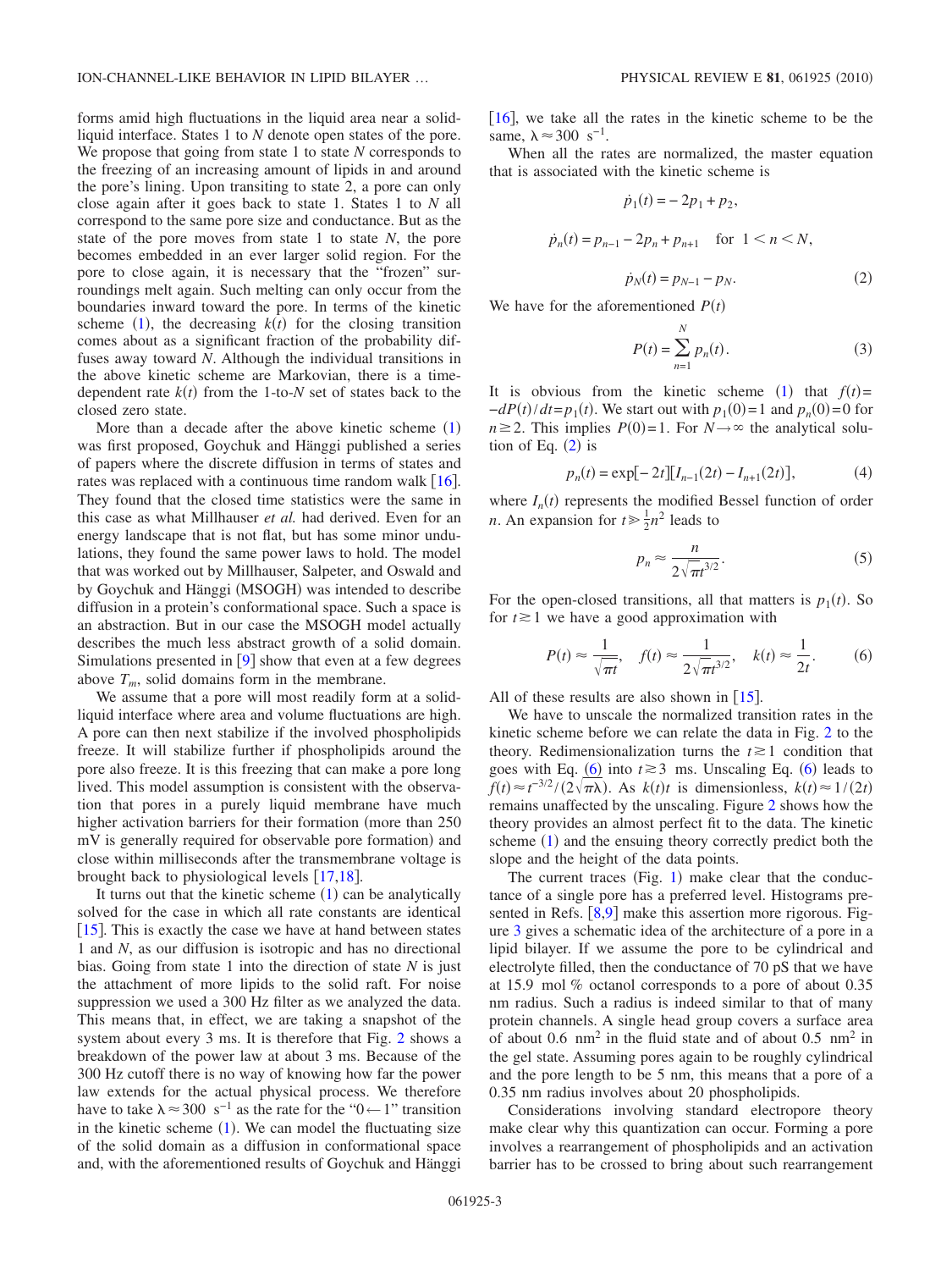forms amid high fluctuations in the liquid area near a solid-liquid interface. States 1 to $N$ denote open states of the pore. We propose that going from state 1 to state $N$ corresponds to the freezing of an increasing amount of lipids in and around the pore's lining. Upon transiting to state 2, a pore can only close again after it goes back to state 1. States 1 to $N$ all correspond to the same pore size and conductance. But as the state of the pore moves from state 1 to state $N$, the pore becomes embedded in an ever larger solid region. For the pore to close again, it is necessary that the "frozen" surroundings melt again. Such melting can only occur from the boundaries inward toward the pore. In terms of the kinetic scheme (1), the decreasing $k(t)$ for the closing transition comes about as a significant fraction of the probability diffuses away toward $N$. Although the individual transitions in the above kinetic scheme are Markovian, there is a time-dependent rate $k(t)$ from the 1-to-$N$ set of states back to the closed zero state.

More than a decade after the above kinetic scheme (1) was first proposed, Goychuk and Hänggi published a series of papers where the discrete diffusion in terms of states and rates was replaced with a continuous time random walk [16]. They found that the closed time statistics were the same in this case as what Millhauser *et al.* had derived. Even for an energy landscape that is not flat, but has some minor undulations, they found the same power laws to hold. The model that was worked out by Millhauser, Salpeter, and Oswald and by Goychuk and Hänggi (MSOGH) was intended to describe diffusion in a protein's conformational space. Such a space is an abstraction. But in our case the MSOGH model actually describes the much less abstract growth of a solid domain. Simulations presented in [9] show that even at a few degrees above $T_m$, solid domains form in the membrane.

We assume that a pore will most readily form at a solid-liquid interface where area and volume fluctuations are high. A pore can then next stabilize if the involved phospholipids freeze. It will stabilize further if phospholipids around the pore also freeze. It is this freezing that can make a pore long lived. This model assumption is consistent with the observation that pores in a purely liquid membrane have much higher activation barriers for their formation (more than 250 mV is generally required for observable pore formation) and close within milliseconds after the transmembrane voltage is brought back to physiological levels [17,18].

It turns out that the kinetic scheme (1) can be analytically solved for the case in which all rate constants are identical [15]. This is exactly the case we have at hand between states 1 and $N$, as our diffusion is isotropic and has no directional bias. Going from state 1 into the direction of state $N$ is just the attachment of more lipids to the solid raft. For noise suppression we used a 300 Hz filter as we analyzed the data. This means that, in effect, we are taking a snapshot of the system about every 3 ms. It is therefore that Fig. 2 shows a breakdown of the power law at about 3 ms. Because of the 300 Hz cutoff there is no way of knowing how far the power law extends for the actual physical process. We therefore have to take $\lambda \approx 300\ \text{s}^{-1}$ as the rate for the "$0 \leftarrow 1$" transition in the kinetic scheme (1). We can model the fluctuating size of the solid domain as a diffusion in conformational space and, with the aforementioned results of Goychuk and Hänggi [16], we take all the rates in the kinetic scheme to be the same, $\lambda \approx 300\ \text{s}^{-1}$.

When all the rates are normalized, the master equation that is associated with the kinetic scheme is

$$\dot{p}_1(t) = -2p_1 + p_2,$$

$$\dot{p}_n(t) = p_{n-1} - 2p_n + p_{n+1} \quad \text{for } 1 < n < N,$$

$$\dot{p}_N(t) = p_{N-1} - p_N. \tag{2}$$

We have for the aforementioned $P(t)$

$$P(t) = \sum_{n=1}^{N} p_n(t). \tag{3}$$

It is obvious from the kinetic scheme (1) that $f(t) = -dP(t)/dt = p_1(t)$. We start out with $p_1(0)=1$ and $p_n(0)=0$ for $n \geq 2$. This implies $P(0)=1$. For $N \to \infty$ the analytical solution of Eq. (2) is

$$p_n(t) = \exp[-2t][I_{n-1}(2t) - I_{n+1}(2t)], \tag{4}$$

where $I_n(t)$ represents the modified Bessel function of order $n$. An expansion for $t \gg \frac{1}{2}n^2$ leads to

$$p_n \approx \frac{n}{2\sqrt{\pi}t^{3/2}}. \tag{5}$$

For the open-closed transitions, all that matters is $p_1(t)$. So for $t \gtrsim 1$ we have a good approximation with

$$P(t) \approx \frac{1}{\sqrt{\pi t}}, \quad f(t) \approx \frac{1}{2\sqrt{\pi}t^{3/2}}, \quad k(t) \approx \frac{1}{2t}. \tag{6}$$

All of these results are also shown in [15].

We have to unscale the normalized transition rates in the kinetic scheme before we can relate the data in Fig. 2 to the theory. Redimensionalization turns the $t \gtrsim 1$ condition that goes with Eq. (6) into $t \gtrsim 3$ ms. Unscaling Eq. (6) leads to $f(t) \approx t^{-3/2}/(2\sqrt{\pi\lambda})$. As $k(t)t$ is dimensionless, $k(t) \approx 1/(2t)$ remains unaffected by the unscaling. Figure 2 shows how the theory provides an almost perfect fit to the data. The kinetic scheme (1) and the ensuing theory correctly predict both the slope and the height of the data points.

The current traces (Fig. 1) make clear that the conductance of a single pore has a preferred level. Histograms presented in Refs. [8,9] make this assertion more rigorous. Figure 3 gives a schematic idea of the architecture of a pore in a lipid bilayer. If we assume the pore to be cylindrical and electrolyte filled, then the conductance of 70 pS that we have at 15.9 mol % octanol corresponds to a pore of about 0.35 nm radius. Such a radius is indeed similar to that of many protein channels. A single head group covers a surface area of about 0.6 $\text{nm}^2$ in the fluid state and of about 0.5 $\text{nm}^2$ in the gel state. Assuming pores again to be roughly cylindrical and the pore length to be 5 nm, this means that a pore of a 0.35 nm radius involves about 20 phospholipids.

Considerations involving standard electropore theory make clear why this quantization can occur. Forming a pore involves a rearrangement of phospholipids and an activation barrier has to be crossed to bring about such rearrangement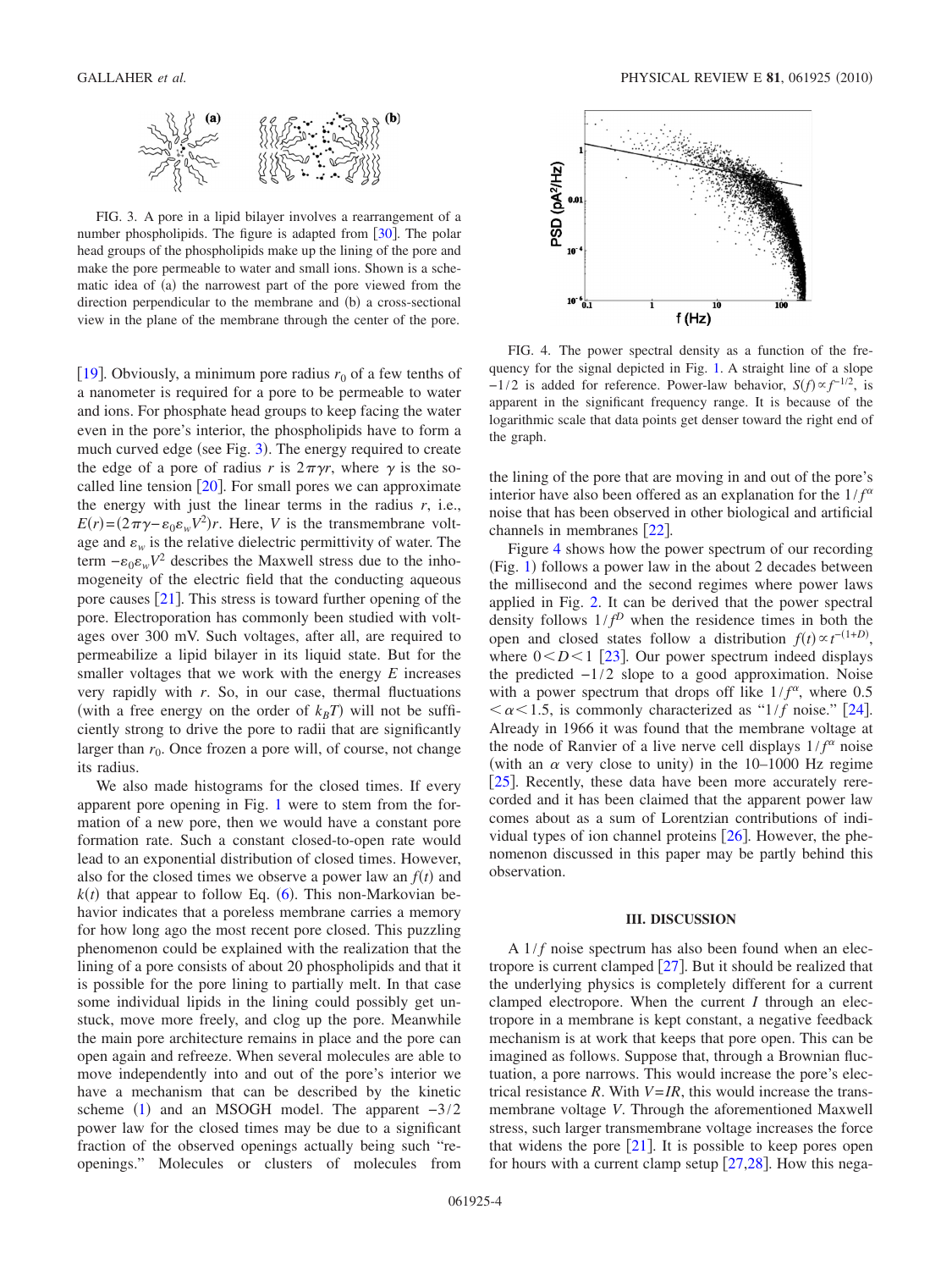FIG. 3. A pore in a lipid bilayer involves a rearrangement of a number phospholipids. The figure is adapted from [30]. The polar head groups of the phospholipids make up the lining of the pore and make the pore permeable to water and small ions. Shown is a schematic idea of (a) the narrowest part of the pore viewed from the direction perpendicular to the membrane and (b) a cross-sectional view in the plane of the membrane through the center of the pore.

[19]. Obviously, a minimum pore radius $r_0$ of a few tenths of a nanometer is required for a pore to be permeable to water and ions. For phosphate head groups to keep facing the water even in the pore's interior, the phospholipids have to form a much curved edge (see Fig. 3). The energy required to create the edge of a pore of radius $r$ is $2\pi\gamma r$, where $\gamma$ is the so-called line tension [20]. For small pores we can approximate the energy with just the linear terms in the radius $r$, i.e., $E(r)=(2\pi\gamma-\varepsilon_0\varepsilon_w V^2)r$. Here, $V$ is the transmembrane voltage and $\varepsilon_w$ is the relative dielectric permittivity of water. The term $-\varepsilon_0\varepsilon_w V^2$ describes the Maxwell stress due to the inhomogeneity of the electric field that the conducting aqueous pore causes [21]. This stress is toward further opening of the pore. Electroporation has commonly been studied with voltages over 300 mV. Such voltages, after all, are required to permeabilize a lipid bilayer in its liquid state. But for the smaller voltages that we work with the energy $E$ increases very rapidly with $r$. So, in our case, thermal fluctuations (with a free energy on the order of $k_BT$) will not be sufficiently strong to drive the pore to radii that are significantly larger than $r_0$. Once frozen a pore will, of course, not change its radius.

We also made histograms for the closed times. If every apparent pore opening in Fig. 1 were to stem from the formation of a new pore, then we would have a constant pore formation rate. Such a constant closed-to-open rate would lead to an exponential distribution of closed times. However, also for the closed times we observe a power law an $f(t)$ and $k(t)$ that appear to follow Eq. (6). This non-Markovian behavior indicates that a poreless membrane carries a memory for how long ago the most recent pore closed. This puzzling phenomenon could be explained with the realization that the lining of a pore consists of about 20 phospholipids and that it is possible for the pore lining to partially melt. In that case some individual lipids in the lining could possibly get unstuck, move more freely, and clog up the pore. Meanwhile the main pore architecture remains in place and the pore can open again and refreeze. When several molecules are able to move independently into and out of the pore's interior we have a mechanism that can be described by the kinetic scheme (1) and an MSOGH model. The apparent $-3/2$ power law for the closed times may be due to a significant fraction of the observed openings actually being such "reopenings." Molecules or clusters of molecules from

FIG. 4. The power spectral density as a function of the frequency for the signal depicted in Fig. 1. A straight line of a slope $-1/2$ is added for reference. Power-law behavior, $S(f)\propto f^{-1/2}$, is apparent in the significant frequency range. It is because of the logarithmic scale that data points get denser toward the right end of the graph.

the lining of the pore that are moving in and out of the pore's interior have also been offered as an explanation for the $1/f^{\alpha}$ noise that has been observed in other biological and artificial channels in membranes [22].

Figure 4 shows how the power spectrum of our recording (Fig. 1) follows a power law in the about 2 decades between the millisecond and the second regimes where power laws applied in Fig. 2. It can be derived that the power spectral density follows $1/f^D$ when the residence times in both the open and closed states follow a distribution $f(t)\propto t^{-(1+D)}$, where $0<D<1$ [23]. Our power spectrum indeed displays the predicted $-1/2$ slope to a good approximation. Noise with a power spectrum that drops off like $1/f^{\alpha}$, where $0.5<\alpha<1.5$, is commonly characterized as "$1/f$ noise." [24]. Already in 1966 it was found that the membrane voltage at the node of Ranvier of a live nerve cell displays $1/f^{\alpha}$ noise (with an $\alpha$ very close to unity) in the 10–1000 Hz regime [25]. Recently, these data have been more accurately rerecorded and it has been claimed that the apparent power law comes about as a sum of Lorentzian contributions of individual types of ion channel proteins [26]. However, the phenomenon discussed in this paper may be partly behind this observation.

### III. DISCUSSION

A $1/f$ noise spectrum has also been found when an electropore is current clamped [27]. But it should be realized that the underlying physics is completely different for a current clamped electropore. When the current $I$ through an electropore in a membrane is kept constant, a negative feedback mechanism is at work that keeps that pore open. This can be imagined as follows. Suppose that, through a Brownian fluctuation, a pore narrows. This would increase the pore's electrical resistance $R$. With $V=IR$, this would increase the transmembrane voltage $V$. Through the aforementioned Maxwell stress, such larger transmembrane voltage increases the force that widens the pore [21]. It is possible to keep pores open for hours with a current clamp setup [27,28]. How this nega-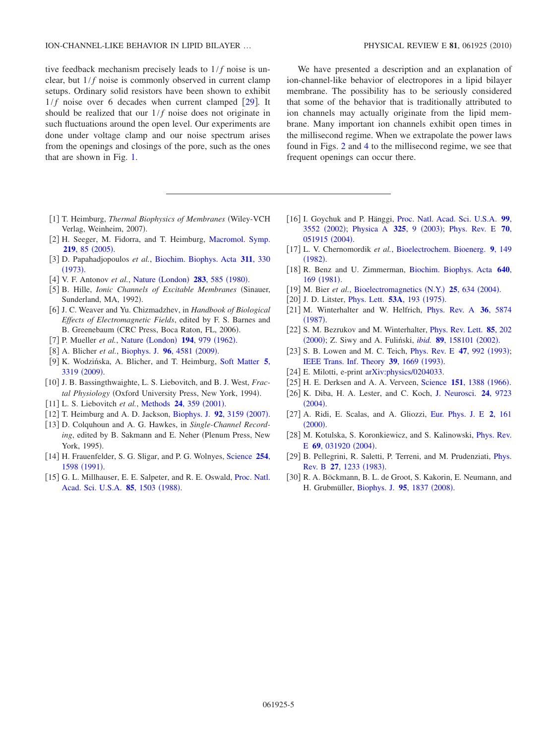tive feedback mechanism precisely leads to $1/f$ noise is unclear, but $1/f$ noise is commonly observed in current clamp setups. Ordinary solid resistors have been shown to exhibit $1/f$ noise over 6 decades when current clamped [29]. It should be realized that our $1/f$ noise does not originate in such fluctuations around the open level. Our experiments are done under voltage clamp and our noise spectrum arises from the openings and closings of the pore, such as the ones that are shown in Fig. 1.

We have presented a description and an explanation of ion-channel-like behavior of electropores in a lipid bilayer membrane. The possibility has to be seriously considered that some of the behavior that is traditionally attributed to ion channels may actually originate from the lipid membrane. Many important ion channels exhibit open times in the millisecond regime. When we extrapolate the power laws found in Figs. 2 and 4 to the millisecond regime, we see that frequent openings can occur there.

---

[1] T. Heimburg, *Thermal Biophysics of Membranes* (Wiley-VCH Verlag, Weinheim, 2007).

[2] H. Seeger, M. Fidorra, and T. Heimburg, Macromol. Symp. **219**, 85 (2005).

[3] D. Papahadjopoulos *et al.*, Biochim. Biophys. Acta **311**, 330 (1973).

[4] V. F. Antonov *et al.*, Nature (London) **283**, 585 (1980).

[5] B. Hille, *Ionic Channels of Excitable Membranes* (Sinauer, Sunderland, MA, 1992).

[6] J. C. Weaver and Yu. Chizmadzhev, in *Handbook of Biological Effects of Electromagnetic Fields*, edited by F. S. Barnes and B. Greenebaum (CRC Press, Boca Raton, FL, 2006).

[7] P. Mueller *et al.*, Nature (London) **194**, 979 (1962).

[8] A. Blicher *et al.*, Biophys. J. **96**, 4581 (2009).

[9] K. Wodzińska, A. Blicher, and T. Heimburg, Soft Matter **5**, 3319 (2009).

[10] J. B. Bassingthwaighte, L. S. Liebovitch, and B. J. West, *Fractal Physiology* (Oxford University Press, New York, 1994).

[11] L. S. Liebovitch *et al.*, Methods **24**, 359 (2001).

[12] T. Heimburg and A. D. Jackson, Biophys. J. **92**, 3159 (2007).

[13] D. Colquhoun and A. G. Hawkes, in *Single-Channel Recording*, edited by B. Sakmann and E. Neher (Plenum Press, New York, 1995).

[14] H. Frauenfelder, S. G. Sligar, and P. G. Wolnyes, Science **254**, 1598 (1991).

[15] G. L. Millhauser, E. E. Salpeter, and R. E. Oswald, Proc. Natl. Acad. Sci. U.S.A. **85**, 1503 (1988).

[16] I. Goychuk and P. Hänggi, Proc. Natl. Acad. Sci. U.S.A. **99**, 3552 (2002); Physica A **325**, 9 (2003); Phys. Rev. E **70**, 051915 (2004).

[17] L. V. Chernomordik *et al.*, Bioelectrochem. Bioenerg. **9**, 149 (1982).

[18] R. Benz and U. Zimmerman, Biochim. Biophys. Acta **640**, 169 (1981).

[19] M. Bier *et al.*, Bioelectromagnetics (N.Y.) **25**, 634 (2004).

[20] J. D. Litster, Phys. Lett. **53A**, 193 (1975).

[21] M. Winterhalter and W. Helfrich, Phys. Rev. A **36**, 5874 (1987).

[22] S. M. Bezrukov and M. Winterhalter, Phys. Rev. Lett. **85**, 202 (2000); Z. Siwy and A. Fuliński, *ibid.* **89**, 158101 (2002).

[23] S. B. Lowen and M. C. Teich, Phys. Rev. E **47**, 992 (1993); IEEE Trans. Inf. Theory **39**, 1669 (1993).

[24] E. Milotti, e-print arXiv:physics/0204033.

[25] H. E. Derksen and A. A. Verveen, Science **151**, 1388 (1966).

[26] K. Diba, H. A. Lester, and C. Koch, J. Neurosci. **24**, 9723 (2004).

[27] A. Ridi, E. Scalas, and A. Gliozzi, Eur. Phys. J. E **2**, 161 (2000).

[28] M. Kotulska, S. Koronkiewicz, and S. Kalinowski, Phys. Rev. E **69**, 031920 (2004).

[29] B. Pellegrini, R. Saletti, P. Terreni, and M. Prudenziati, Phys. Rev. B **27**, 1233 (1983).

[30] R. A. Böckmann, B. L. de Groot, S. Kakorin, E. Neumann, and H. Grubmüller, Biophys. J. **95**, 1837 (2008).